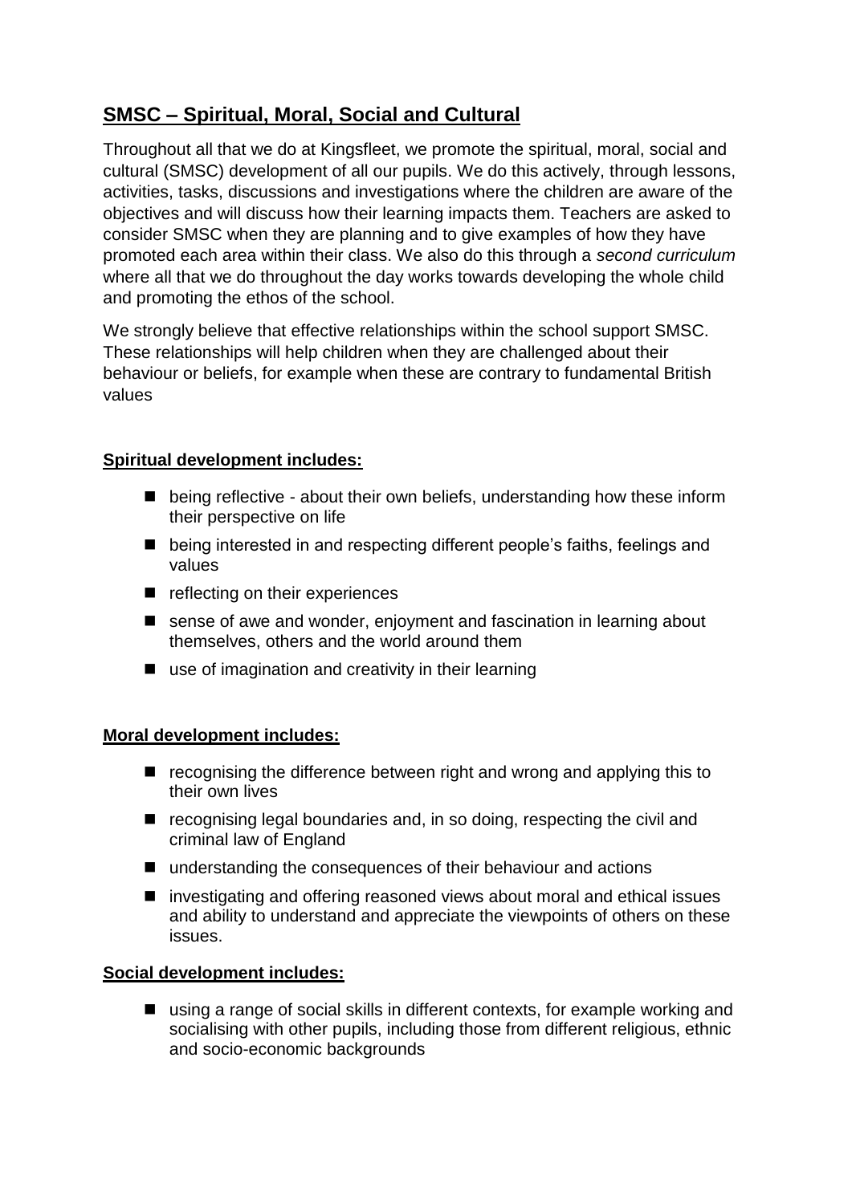## SMSC – Spiritual, Moral, Social and Cultural

Throughout all that we do at Kingsfleet, we promote the spiritual, moral, social and cultural (SMSC) development of all our pupils. We do this actively, through lessons, activities, tasks, discussions and investigations where the children are aware of the objectives and will discuss how their learning impacts them. Teachers are asked to consider SMSC when they are planning and to give examples of how they have promoted each area within their class. We also do this through a *second curriculum* where all that we do throughout the day works towards developing the whole child and promoting the ethos of the school.

We strongly believe that effective relationships within the school support SMSC. These relationships will help children when they are challenged about their behaviour or beliefs, for example when these are contrary to fundamental British values

**Spiritual development includes:**

- being reflective - about their own beliefs, understanding how these inform their perspective on life
- being interested in and respecting different people's faiths, feelings and values
- reflecting on their experiences
- sense of awe and wonder, enjoyment and fascination in learning about themselves, others and the world around them
- use of imagination and creativity in their learning

**Moral development includes:**

- recognising the difference between right and wrong and applying this to their own lives
- recognising legal boundaries and, in so doing, respecting the civil and criminal law of England
- understanding the consequences of their behaviour and actions
- investigating and offering reasoned views about moral and ethical issues and ability to understand and appreciate the viewpoints of others on these issues.

**Social development includes:**

- using a range of social skills in different contexts, for example working and socialising with other pupils, including those from different religious, ethnic and socio-economic backgrounds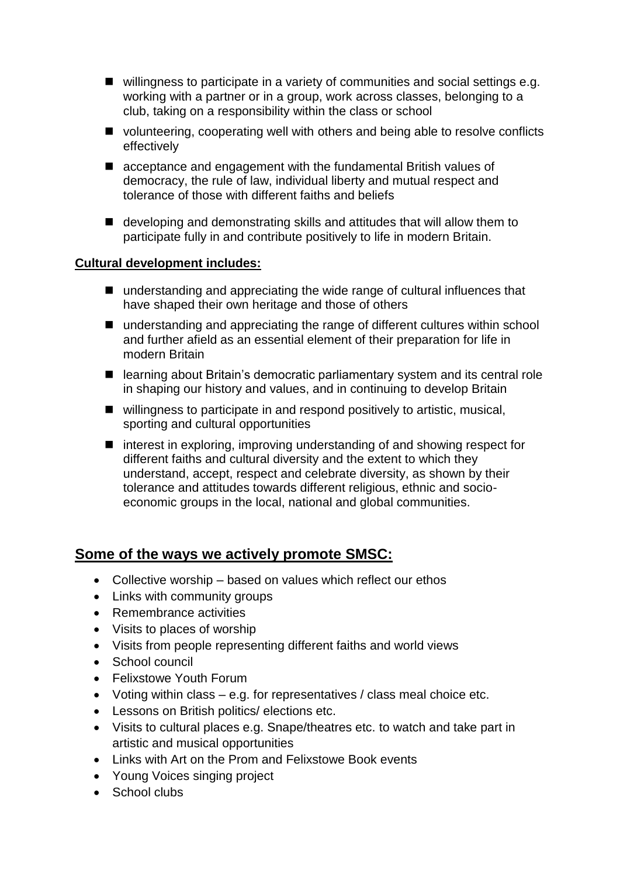- willingness to participate in a variety of communities and social settings e.g. working with a partner or in a group, work across classes, belonging to a club, taking on a responsibility within the class or school
- volunteering, cooperating well with others and being able to resolve conflicts effectively
- acceptance and engagement with the fundamental British values of democracy, the rule of law, individual liberty and mutual respect and tolerance of those with different faiths and beliefs
- developing and demonstrating skills and attitudes that will allow them to participate fully in and contribute positively to life in modern Britain.

**Cultural development includes:**

- understanding and appreciating the wide range of cultural influences that have shaped their own heritage and those of others
- understanding and appreciating the range of different cultures within school and further afield as an essential element of their preparation for life in modern Britain
- learning about Britain's democratic parliamentary system and its central role in shaping our history and values, and in continuing to develop Britain
- willingness to participate in and respond positively to artistic, musical, sporting and cultural opportunities
- interest in exploring, improving understanding of and showing respect for different faiths and cultural diversity and the extent to which they understand, accept, respect and celebrate diversity, as shown by their tolerance and attitudes towards different religious, ethnic and socio-economic groups in the local, national and global communities.

## Some of the ways we actively promote SMSC:

- Collective worship – based on values which reflect our ethos
- Links with community groups
- Remembrance activities
- Visits to places of worship
- Visits from people representing different faiths and world views
- School council
- Felixstowe Youth Forum
- Voting within class – e.g. for representatives / class meal choice etc.
- Lessons on British politics/ elections etc.
- Visits to cultural places e.g. Snape/theatres etc. to watch and take part in artistic and musical opportunities
- Links with Art on the Prom and Felixstowe Book events
- Young Voices singing project
- School clubs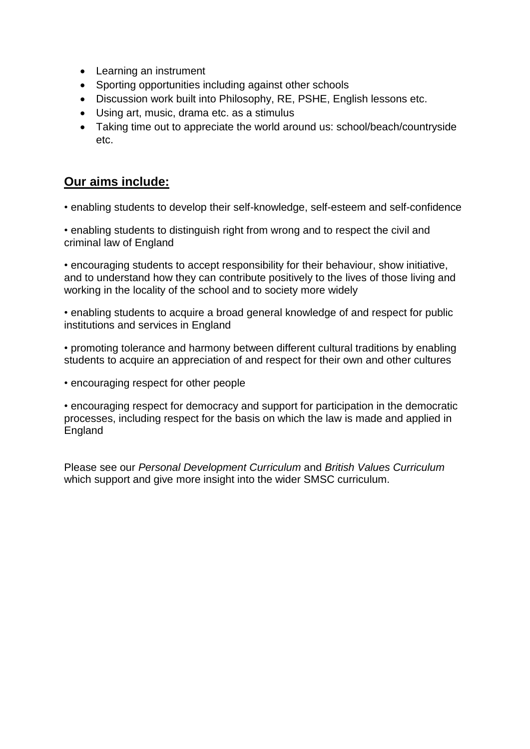- Learning an instrument
- Sporting opportunities including against other schools
- Discussion work built into Philosophy, RE, PSHE, English lessons etc.
- Using art, music, drama etc. as a stimulus
- Taking time out to appreciate the world around us: school/beach/countryside etc.

## **Our aims include:**

• enabling students to develop their self-knowledge, self-esteem and self-confidence

• enabling students to distinguish right from wrong and to respect the civil and criminal law of England

• encouraging students to accept responsibility for their behaviour, show initiative, and to understand how they can contribute positively to the lives of those living and working in the locality of the school and to society more widely

• enabling students to acquire a broad general knowledge of and respect for public institutions and services in England

• promoting tolerance and harmony between different cultural traditions by enabling students to acquire an appreciation of and respect for their own and other cultures

• encouraging respect for other people

• encouraging respect for democracy and support for participation in the democratic processes, including respect for the basis on which the law is made and applied in England

Please see our *Personal Development Curriculum* and *British Values Curriculum* which support and give more insight into the wider SMSC curriculum.